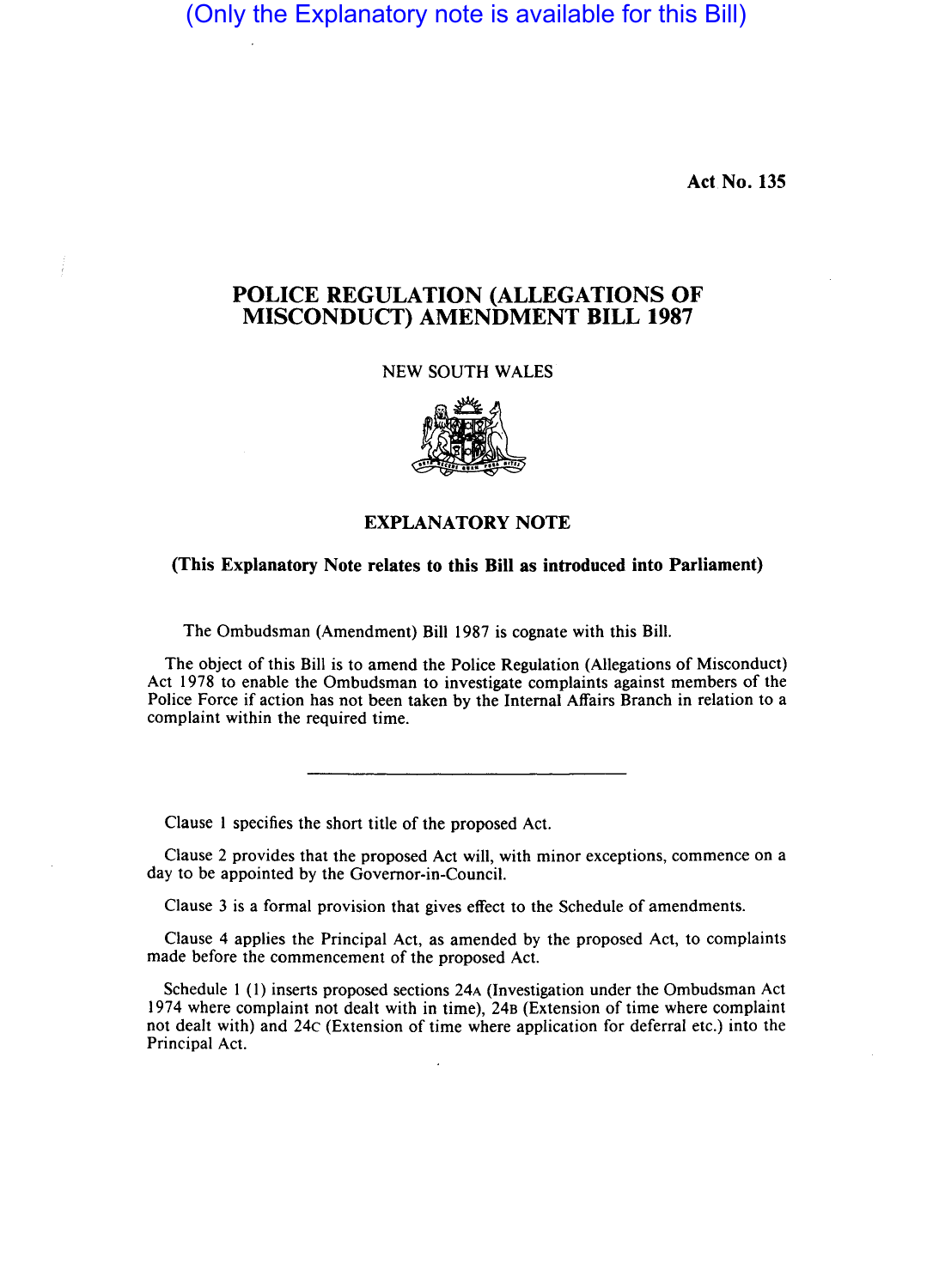(Only the Explanatory note is available for this Bill)

Act No. 135

# POLICE REGULATION (ALLEGATIONS OF MISCONDUCT) AMENDMENT BILL 1987

NEW SOUTH WALES

## EXPLANATORY NOTE

**(This Explanatory Note relates to this Bill as introduced into Parliament)**

The Ombudsman (Amendment) Bill 1987 is cognate with this Bill.

The object of this Bill is to amend the Police Regulation (Allegations of Misconduct) Act 1978 to enable the Ombudsman to investigate complaints against members of the Police Force if action has not been taken by the Internal Affairs Branch in relation to a complaint within the required time.

---

Clause 1 specifies the short title of the proposed Act.

Clause 2 provides that the proposed Act will, with minor exceptions, commence on a day to be appointed by the Governor-in-Council.

Clause 3 is a formal provision that gives effect to the Schedule of amendments.

Clause 4 applies the Principal Act, as amended by the proposed Act, to complaints made before the commencement of the proposed Act.

Schedule 1 (1) inserts proposed sections 24A (Investigation under the Ombudsman Act 1974 where complaint not dealt with in time), 24B (Extension of time where complaint not dealt with) and 24C (Extension of time where application for deferral etc.) into the Principal Act.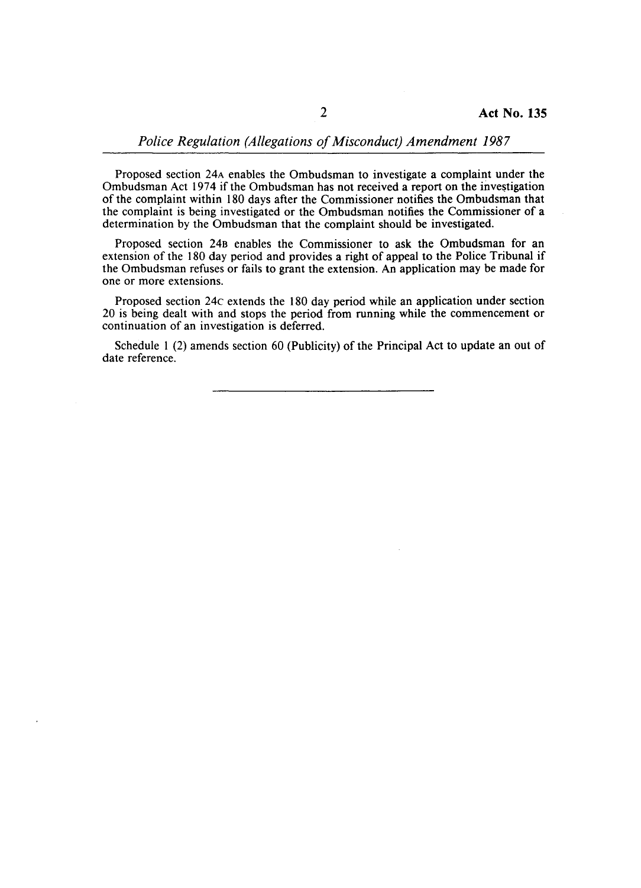Proposed section 24A enables the Ombudsman to investigate a complaint under the Ombudsman Act 1974 if the Ombudsman has not received a report on the investigation of the complaint within 180 days after the Commissioner notifies the Ombudsman that the complaint is being investigated or the Ombudsman notifies the Commissioner of a determination by the Ombudsman that the complaint should be investigated.

Proposed section 24B enables the Commissioner to ask the Ombudsman for an extension of the 180 day period and provides a right of appeal to the Police Tribunal if the Ombudsman refuses or fails to grant the extension. An application may be made for one or more extensions.

Proposed section 24C extends the 180 day period while an application under section 20 is being dealt with and stops the period from running while the commencement or continuation of an investigation is deferred.

Schedule 1 (2) amends section 60 (Publicity) of the Principal Act to update an out of date reference.